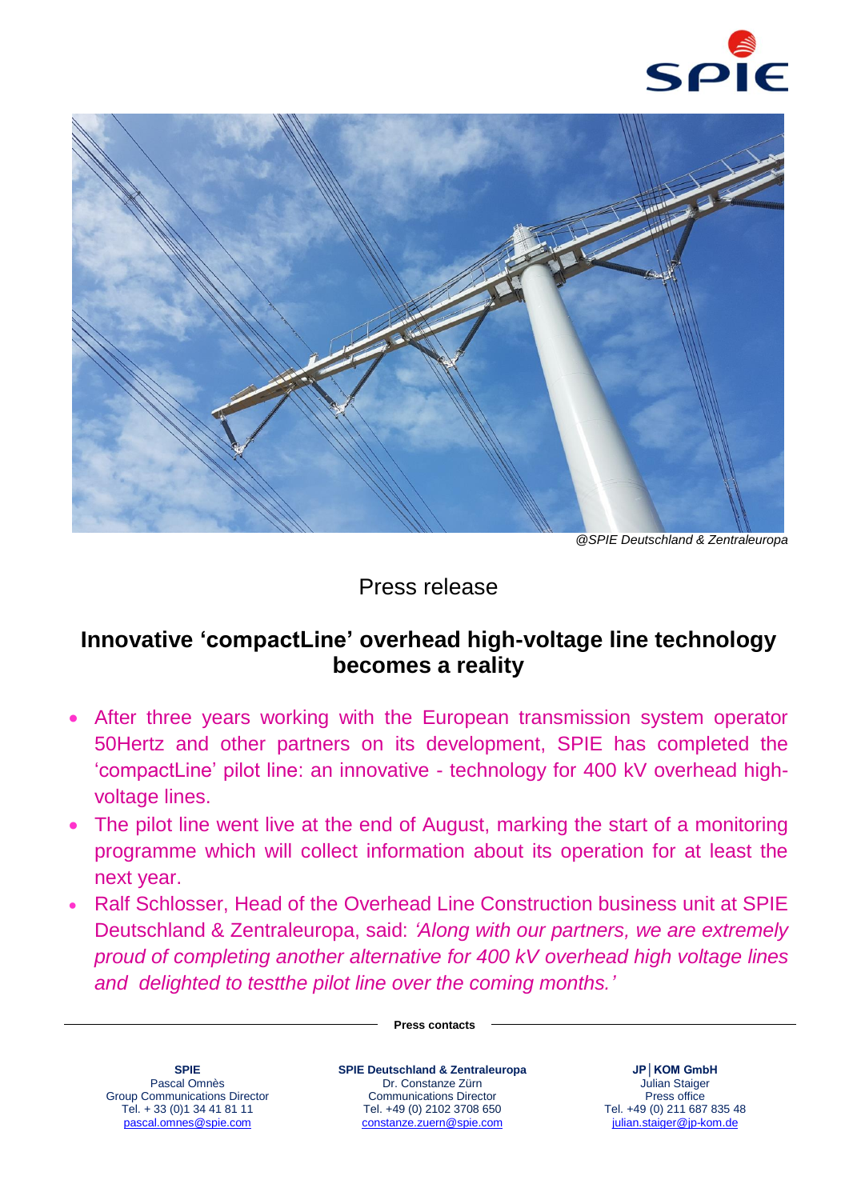@SPIE Deutschland & Zentraleuropa

Press release

# Innovative 'compactLine' overhead high-voltage line technology becomes a reality

- After three years working with the European transmission system operator 50Hertz and other partners on its development, SPIE has completed the 'compactLine' pilot line: an innovative - technology for 400 kV overhead high-voltage lines.
- The pilot line went live at the end of August, marking the start of a monitoring programme which will collect information about its operation for at least the next year.
- Ralf Schlosser, Head of the Overhead Line Construction business unit at SPIE Deutschland & Zentraleuropa, said: *'Along with our partners, we are extremely proud of completing another alternative for 400 kV overhead high voltage lines and delighted to testthe pilot line over the coming months.'*

**Press contacts**

**SPIE**
Pascal Omnès
Group Communications Director
Tel. + 33 (0)1 34 41 81 11
pascal.omnes@spie.com

**SPIE Deutschland & Zentraleuropa**
Dr. Constanze Zürn
Communications Director
Tel. +49 (0) 2102 3708 650
constanze.zuern@spie.com

**JP│KOM GmbH**
Julian Staiger
Press office
Tel. +49 (0) 211 687 835 48
julian.staiger@jp-kom.de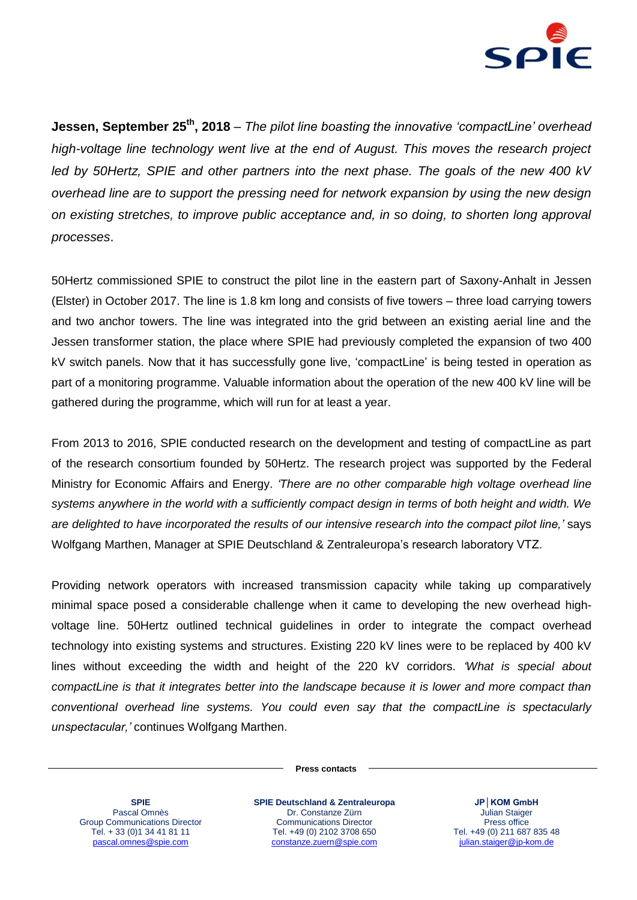**Jessen, September 25th, 2018** – *The pilot line boasting the innovative 'compactLine' overhead high-voltage line technology went live at the end of August. This moves the research project led by 50Hertz, SPIE and other partners into the next phase. The goals of the new 400 kV overhead line are to support the pressing need for network expansion by using the new design on existing stretches, to improve public acceptance and, in so doing, to shorten long approval processes*.

50Hertz commissioned SPIE to construct the pilot line in the eastern part of Saxony-Anhalt in Jessen (Elster) in October 2017. The line is 1.8 km long and consists of five towers – three load carrying towers and two anchor towers. The line was integrated into the grid between an existing aerial line and the Jessen transformer station, the place where SPIE had previously completed the expansion of two 400 kV switch panels. Now that it has successfully gone live, 'compactLine' is being tested in operation as part of a monitoring programme. Valuable information about the operation of the new 400 kV line will be gathered during the programme, which will run for at least a year.

From 2013 to 2016, SPIE conducted research on the development and testing of compactLine as part of the research consortium founded by 50Hertz. The research project was supported by the Federal Ministry for Economic Affairs and Energy. *'There are no other comparable high voltage overhead line systems anywhere in the world with a sufficiently compact design in terms of both height and width. We are delighted to have incorporated the results of our intensive research into the compact pilot line,'* says Wolfgang Marthen, Manager at SPIE Deutschland & Zentraleuropa's research laboratory VTZ.

Providing network operators with increased transmission capacity while taking up comparatively minimal space posed a considerable challenge when it came to developing the new overhead high-voltage line. 50Hertz outlined technical guidelines in order to integrate the compact overhead technology into existing systems and structures. Existing 220 kV lines were to be replaced by 400 kV lines without exceeding the width and height of the 220 kV corridors. *'What is special about compactLine is that it integrates better into the landscape because it is lower and more compact than conventional overhead line systems. You could even say that the compactLine is spectacularly unspectacular,'* continues Wolfgang Marthen.

**Press contacts**

| **SPIE** | **SPIE Deutschland & Zentraleuropa** | **JP│KOM GmbH** |
|---|---|---|
| Pascal Omnès | Dr. Constanze Zürn | Julian Staiger |
| Group Communications Director | Communications Director | Press office |
| Tel. + 33 (0)1 34 41 81 11 | Tel. +49 (0) 2102 3708 650 | Tel. +49 (0) 211 687 835 48 |
| pascal.omnes@spie.com | constanze.zuern@spie.com | julian.staiger@jp-kom.de |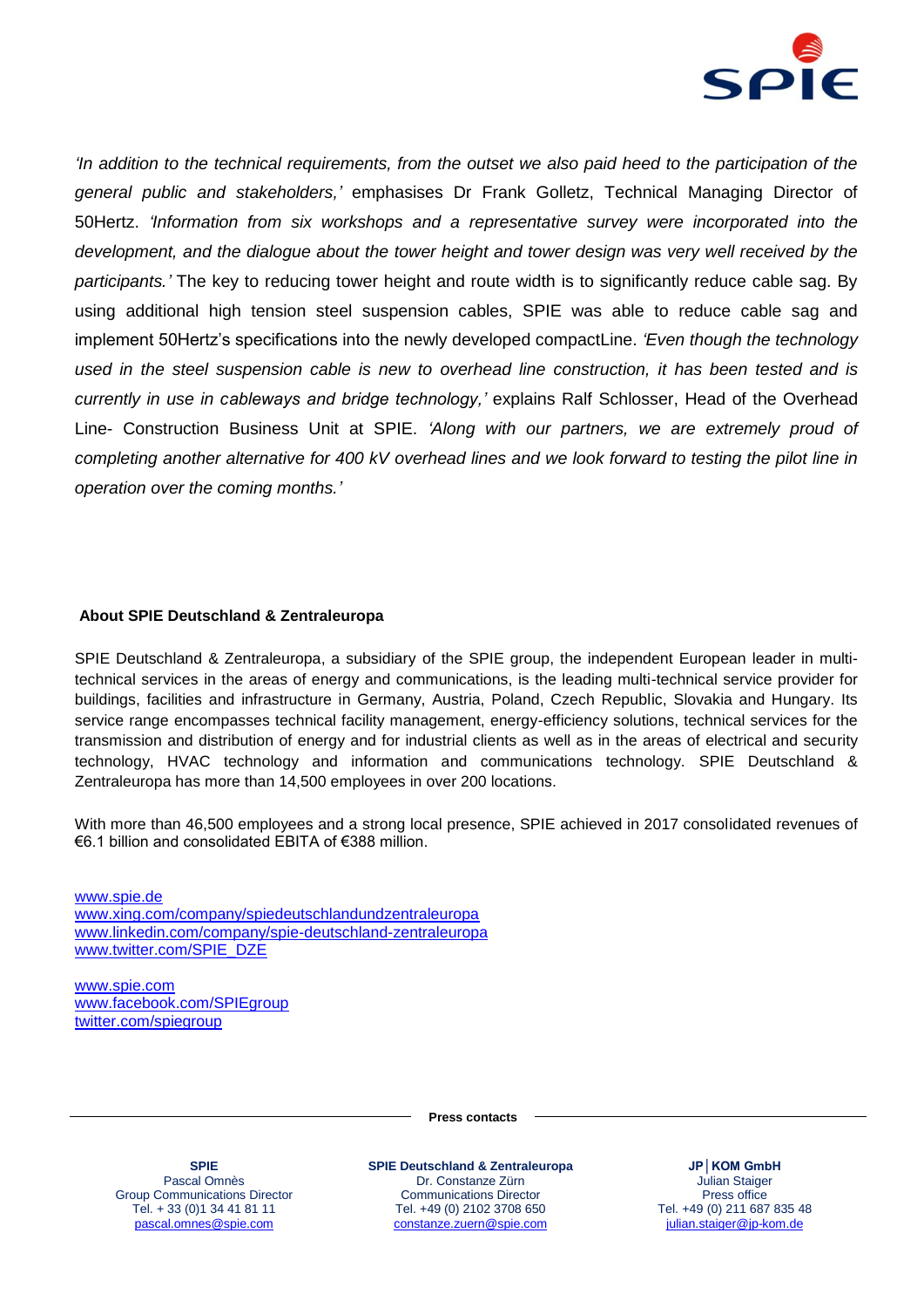*'In addition to the technical requirements, from the outset we also paid heed to the participation of the general public and stakeholders,'* emphasises Dr Frank Golletz, Technical Managing Director of 50Hertz. *'Information from six workshops and a representative survey were incorporated into the development, and the dialogue about the tower height and tower design was very well received by the participants.'* The key to reducing tower height and route width is to significantly reduce cable sag. By using additional high tension steel suspension cables, SPIE was able to reduce cable sag and implement 50Hertz's specifications into the newly developed compactLine. *'Even though the technology used in the steel suspension cable is new to overhead line construction, it has been tested and is currently in use in cableways and bridge technology,'* explains Ralf Schlosser, Head of the Overhead Line- Construction Business Unit at SPIE. *'Along with our partners, we are extremely proud of completing another alternative for 400 kV overhead lines and we look forward to testing the pilot line in operation over the coming months.'*

**About SPIE Deutschland & Zentraleuropa**

SPIE Deutschland & Zentraleuropa, a subsidiary of the SPIE group, the independent European leader in multi-technical services in the areas of energy and communications, is the leading multi-technical service provider for buildings, facilities and infrastructure in Germany, Austria, Poland, Czech Republic, Slovakia and Hungary. Its service range encompasses technical facility management, energy-efficiency solutions, technical services for the transmission and distribution of energy and for industrial clients as well as in the areas of electrical and security technology, HVAC technology and information and communications technology. SPIE Deutschland & Zentraleuropa has more than 14,500 employees in over 200 locations.

With more than 46,500 employees and a strong local presence, SPIE achieved in 2017 consolidated revenues of €6.1 billion and consolidated EBITA of €388 million.

www.spie.de
www.xing.com/company/spiedeutschlandundzentraleuropa
www.linkedin.com/company/spie-deutschland-zentraleuropa
www.twitter.com/SPIE_DZE

www.spie.com
www.facebook.com/SPIEgroup
twitter.com/spiegroup

**Press contacts**

**SPIE**
Pascal Omnès
Group Communications Director
Tel. + 33 (0)1 34 41 81 11
pascal.omnes@spie.com

**SPIE Deutschland & Zentraleuropa**
Dr. Constanze Zürn
Communications Director
Tel. +49 (0) 2102 3708 650
constanze.zuern@spie.com

**JP│KOM GmbH**
Julian Staiger
Press office
Tel. +49 (0) 211 687 835 48
julian.staiger@jp-kom.de